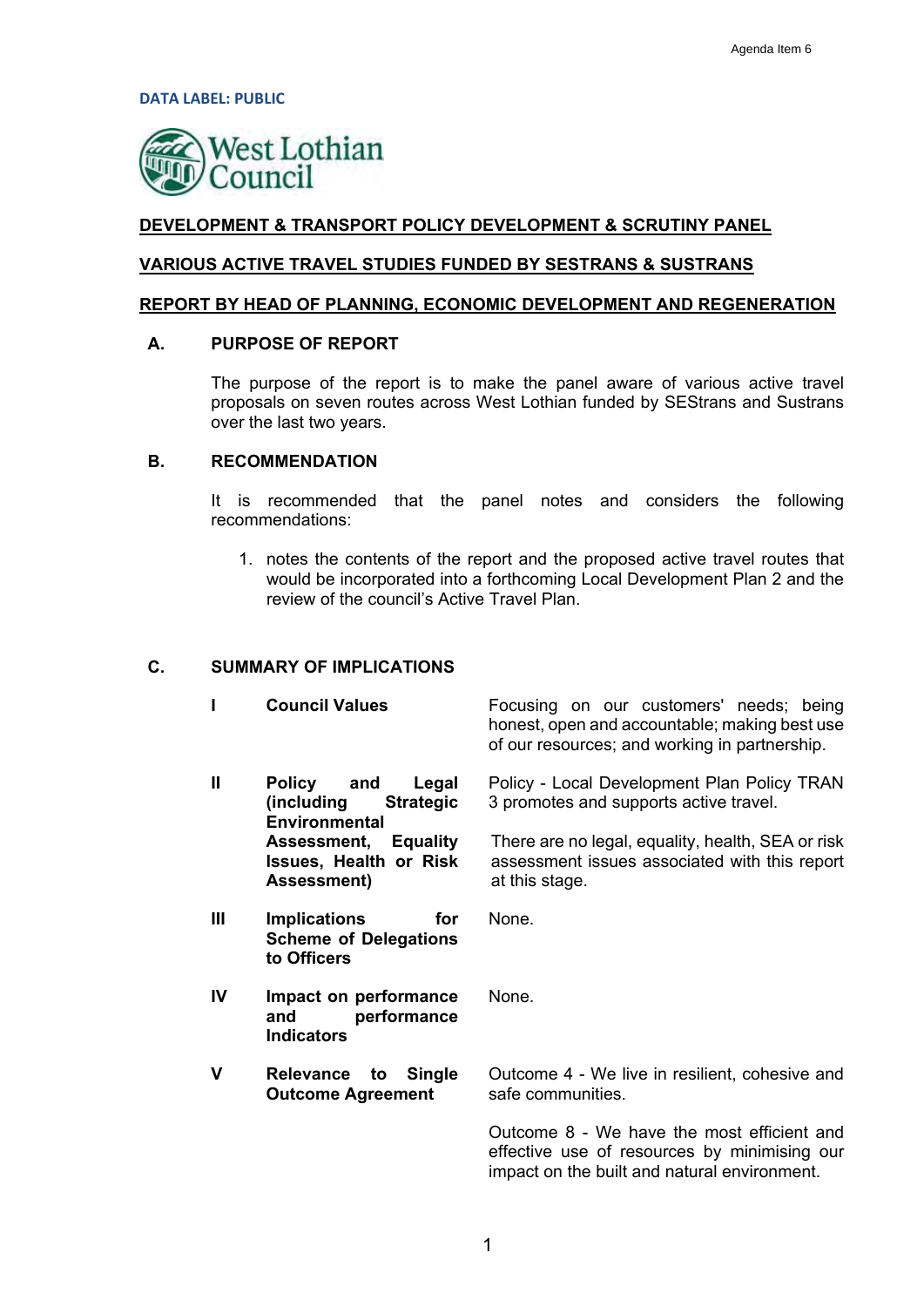Agenda Item 6

DATA LABEL: PUBLIC

West Lothian Council

**DEVELOPMENT & TRANSPORT POLICY DEVELOPMENT & SCRUTINY PANEL**

**VARIOUS ACTIVE TRAVEL STUDIES FUNDED BY SESTRANS & SUSTRANS**

**REPORT BY HEAD OF PLANNING, ECONOMIC DEVELOPMENT AND REGENERATION**

## A. PURPOSE OF REPORT

The purpose of the report is to make the panel aware of various active travel proposals on seven routes across West Lothian funded by SEStrans and Sustrans over the last two years.

## B. RECOMMENDATION

It is recommended that the panel notes and considers the following recommendations:

1. notes the contents of the report and the proposed active travel routes that would be incorporated into a forthcoming Local Development Plan 2 and the review of the council's Active Travel Plan.

## C. SUMMARY OF IMPLICATIONS

| | | |
|---|---|---|
| I | **Council Values** | Focusing on our customers' needs; being honest, open and accountable; making best use of our resources; and working in partnership. |
| II | **Policy and Legal (including Strategic Environmental Assessment, Equality Issues, Health or Risk Assessment)** | Policy - Local Development Plan Policy TRAN 3 promotes and supports active travel.<br><br>There are no legal, equality, health, SEA or risk assessment issues associated with this report at this stage. |
| III | **Implications for Scheme of Delegations to Officers** | None. |
| IV | **Impact on performance and performance Indicators** | None. |
| V | **Relevance to Single Outcome Agreement** | Outcome 4 - We live in resilient, cohesive and safe communities.<br><br>Outcome 8 - We have the most efficient and effective use of resources by minimising our impact on the built and natural environment. |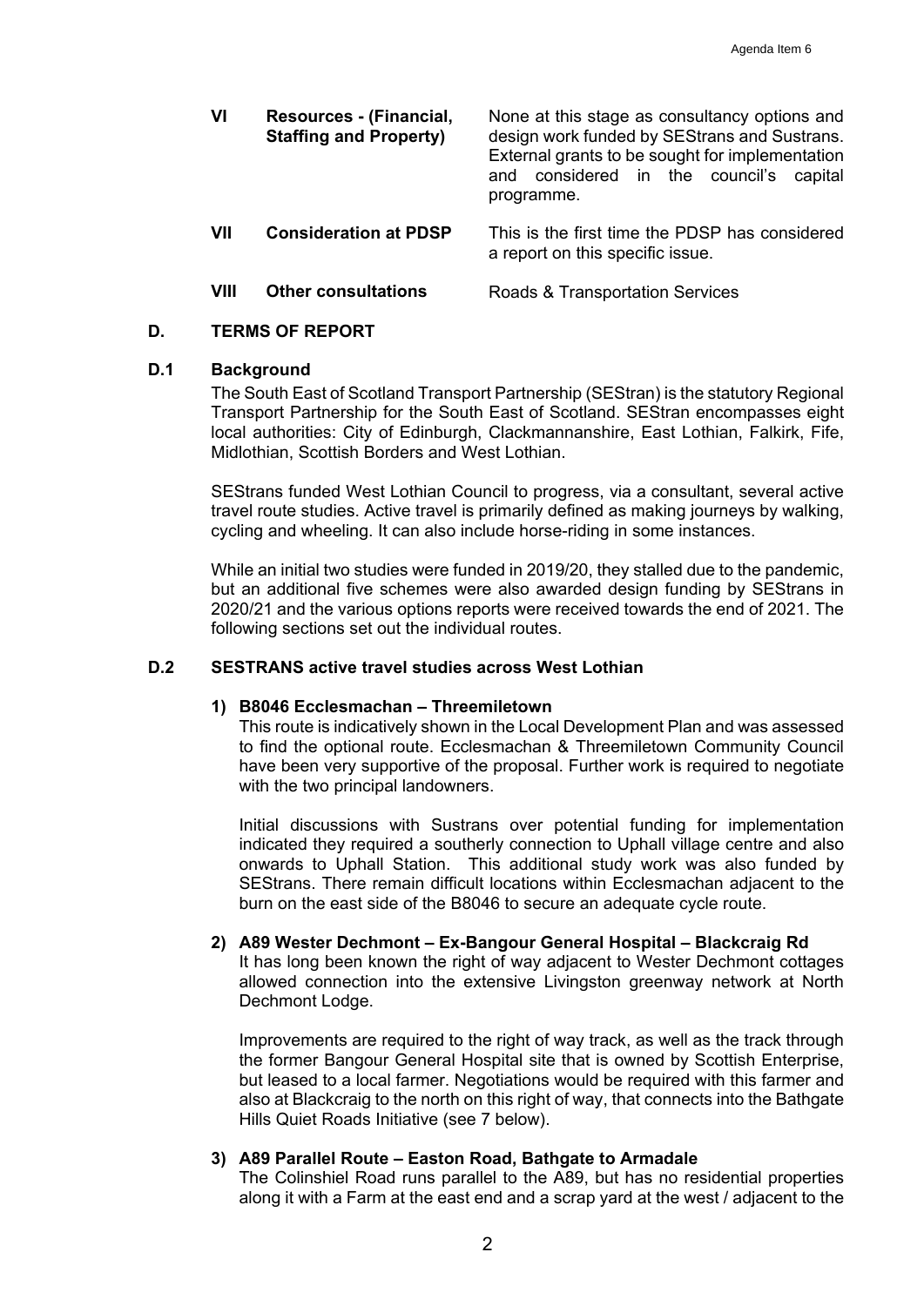| | | |
|---|---|---|
| **VI** | **Resources - (Financial, Staffing and Property)** | None at this stage as consultancy options and design work funded by SEStrans and Sustrans. External grants to be sought for implementation and considered in the council's capital programme. |
| **VII** | **Consideration at PDSP** | This is the first time the PDSP has considered a report on this specific issue. |
| **VIII** | **Other consultations** | Roads & Transportation Services |

## D. TERMS OF REPORT

### D.1 Background

The South East of Scotland Transport Partnership (SEStran) is the statutory Regional Transport Partnership for the South East of Scotland. SEStran encompasses eight local authorities: City of Edinburgh, Clackmannanshire, East Lothian, Falkirk, Fife, Midlothian, Scottish Borders and West Lothian.

SEStrans funded West Lothian Council to progress, via a consultant, several active travel route studies. Active travel is primarily defined as making journeys by walking, cycling and wheeling. It can also include horse-riding in some instances.

While an initial two studies were funded in 2019/20, they stalled due to the pandemic, but an additional five schemes were also awarded design funding by SEStrans in 2020/21 and the various options reports were received towards the end of 2021. The following sections set out the individual routes.

### D.2 SESTRANS active travel studies across West Lothian

**1) B8046 Ecclesmachan – Threemiletown**

This route is indicatively shown in the Local Development Plan and was assessed to find the optional route. Ecclesmachan & Threemiletown Community Council have been very supportive of the proposal. Further work is required to negotiate with the two principal landowners.

Initial discussions with Sustrans over potential funding for implementation indicated they required a southerly connection to Uphall village centre and also onwards to Uphall Station. This additional study work was also funded by SEStrans. There remain difficult locations within Ecclesmachan adjacent to the burn on the east side of the B8046 to secure an adequate cycle route.

**2) A89 Wester Dechmont – Ex-Bangour General Hospital – Blackcraig Rd**

It has long been known the right of way adjacent to Wester Dechmont cottages allowed connection into the extensive Livingston greenway network at North Dechmont Lodge.

Improvements are required to the right of way track, as well as the track through the former Bangour General Hospital site that is owned by Scottish Enterprise, but leased to a local farmer. Negotiations would be required with this farmer and also at Blackcraig to the north on this right of way, that connects into the Bathgate Hills Quiet Roads Initiative (see 7 below).

**3) A89 Parallel Route – Easton Road, Bathgate to Armadale**

The Colinshiel Road runs parallel to the A89, but has no residential properties along it with a Farm at the east end and a scrap yard at the west / adjacent to the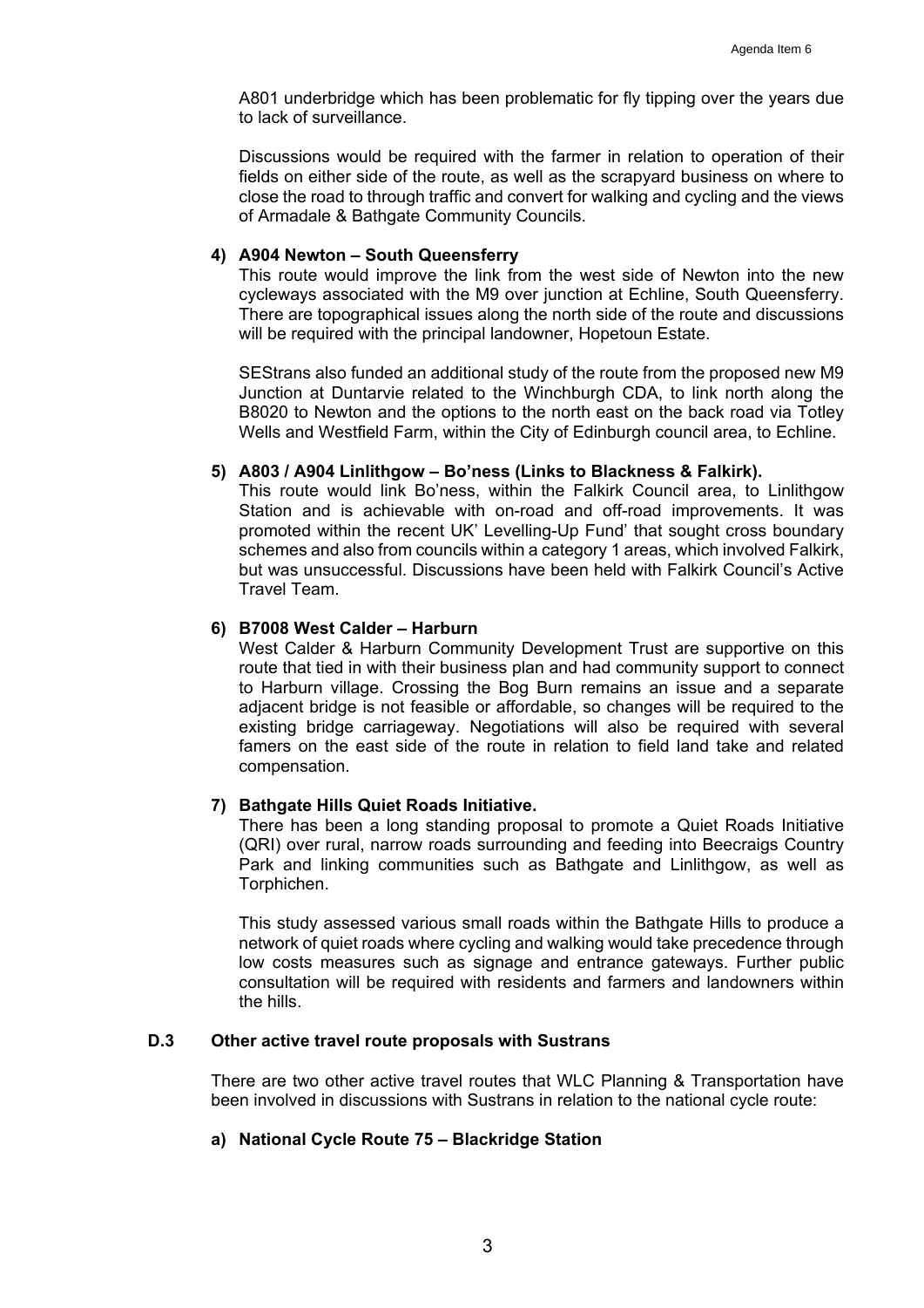A801 underbridge which has been problematic for fly tipping over the years due to lack of surveillance.

Discussions would be required with the farmer in relation to operation of their fields on either side of the route, as well as the scrapyard business on where to close the road to through traffic and convert for walking and cycling and the views of Armadale & Bathgate Community Councils.

**4) A904 Newton – South Queensferry**

This route would improve the link from the west side of Newton into the new cycleways associated with the M9 over junction at Echline, South Queensferry. There are topographical issues along the north side of the route and discussions will be required with the principal landowner, Hopetoun Estate.

SEStrans also funded an additional study of the route from the proposed new M9 Junction at Duntarvie related to the Winchburgh CDA, to link north along the B8020 to Newton and the options to the north east on the back road via Totley Wells and Westfield Farm, within the City of Edinburgh council area, to Echline.

**5) A803 / A904 Linlithgow – Bo'ness (Links to Blackness & Falkirk).**

This route would link Bo'ness, within the Falkirk Council area, to Linlithgow Station and is achievable with on-road and off-road improvements. It was promoted within the recent UK' Levelling-Up Fund' that sought cross boundary schemes and also from councils within a category 1 areas, which involved Falkirk, but was unsuccessful. Discussions have been held with Falkirk Council's Active Travel Team.

**6) B7008 West Calder – Harburn**

West Calder & Harburn Community Development Trust are supportive on this route that tied in with their business plan and had community support to connect to Harburn village. Crossing the Bog Burn remains an issue and a separate adjacent bridge is not feasible or affordable, so changes will be required to the existing bridge carriageway. Negotiations will also be required with several famers on the east side of the route in relation to field land take and related compensation.

**7) Bathgate Hills Quiet Roads Initiative.**

There has been a long standing proposal to promote a Quiet Roads Initiative (QRI) over rural, narrow roads surrounding and feeding into Beecraigs Country Park and linking communities such as Bathgate and Linlithgow, as well as Torphichen.

This study assessed various small roads within the Bathgate Hills to produce a network of quiet roads where cycling and walking would take precedence through low costs measures such as signage and entrance gateways. Further public consultation will be required with residents and farmers and landowners within the hills.

**D.3 Other active travel route proposals with Sustrans**

There are two other active travel routes that WLC Planning & Transportation have been involved in discussions with Sustrans in relation to the national cycle route:

**a) National Cycle Route 75 – Blackridge Station**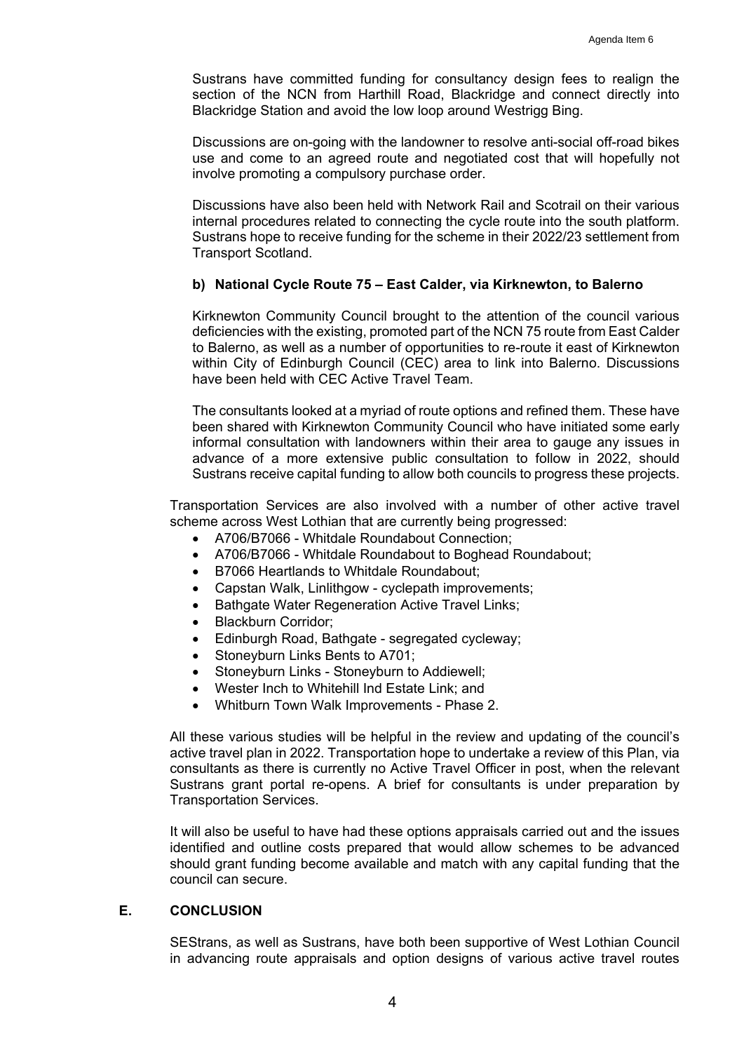Sustrans have committed funding for consultancy design fees to realign the section of the NCN from Harthill Road, Blackridge and connect directly into Blackridge Station and avoid the low loop around Westrigg Bing.

Discussions are on-going with the landowner to resolve anti-social off-road bikes use and come to an agreed route and negotiated cost that will hopefully not involve promoting a compulsory purchase order.

Discussions have also been held with Network Rail and Scotrail on their various internal procedures related to connecting the cycle route into the south platform. Sustrans hope to receive funding for the scheme in their 2022/23 settlement from Transport Scotland.

**b) National Cycle Route 75 – East Calder, via Kirknewton, to Balerno**

Kirknewton Community Council brought to the attention of the council various deficiencies with the existing, promoted part of the NCN 75 route from East Calder to Balerno, as well as a number of opportunities to re-route it east of Kirknewton within City of Edinburgh Council (CEC) area to link into Balerno. Discussions have been held with CEC Active Travel Team.

The consultants looked at a myriad of route options and refined them. These have been shared with Kirknewton Community Council who have initiated some early informal consultation with landowners within their area to gauge any issues in advance of a more extensive public consultation to follow in 2022, should Sustrans receive capital funding to allow both councils to progress these projects.

Transportation Services are also involved with a number of other active travel scheme across West Lothian that are currently being progressed:

- A706/B7066 - Whitdale Roundabout Connection;
- A706/B7066 - Whitdale Roundabout to Boghead Roundabout;
- B7066 Heartlands to Whitdale Roundabout;
- Capstan Walk, Linlithgow - cyclepath improvements;
- Bathgate Water Regeneration Active Travel Links;
- Blackburn Corridor;
- Edinburgh Road, Bathgate - segregated cycleway;
- Stoneyburn Links Bents to A701;
- Stoneyburn Links - Stoneyburn to Addiewell;
- Wester Inch to Whitehill Ind Estate Link; and
- Whitburn Town Walk Improvements - Phase 2.

All these various studies will be helpful in the review and updating of the council's active travel plan in 2022. Transportation hope to undertake a review of this Plan, via consultants as there is currently no Active Travel Officer in post, when the relevant Sustrans grant portal re-opens. A brief for consultants is under preparation by Transportation Services.

It will also be useful to have had these options appraisals carried out and the issues identified and outline costs prepared that would allow schemes to be advanced should grant funding become available and match with any capital funding that the council can secure.

## E. CONCLUSION

SEStrans, as well as Sustrans, have both been supportive of West Lothian Council in advancing route appraisals and option designs of various active travel routes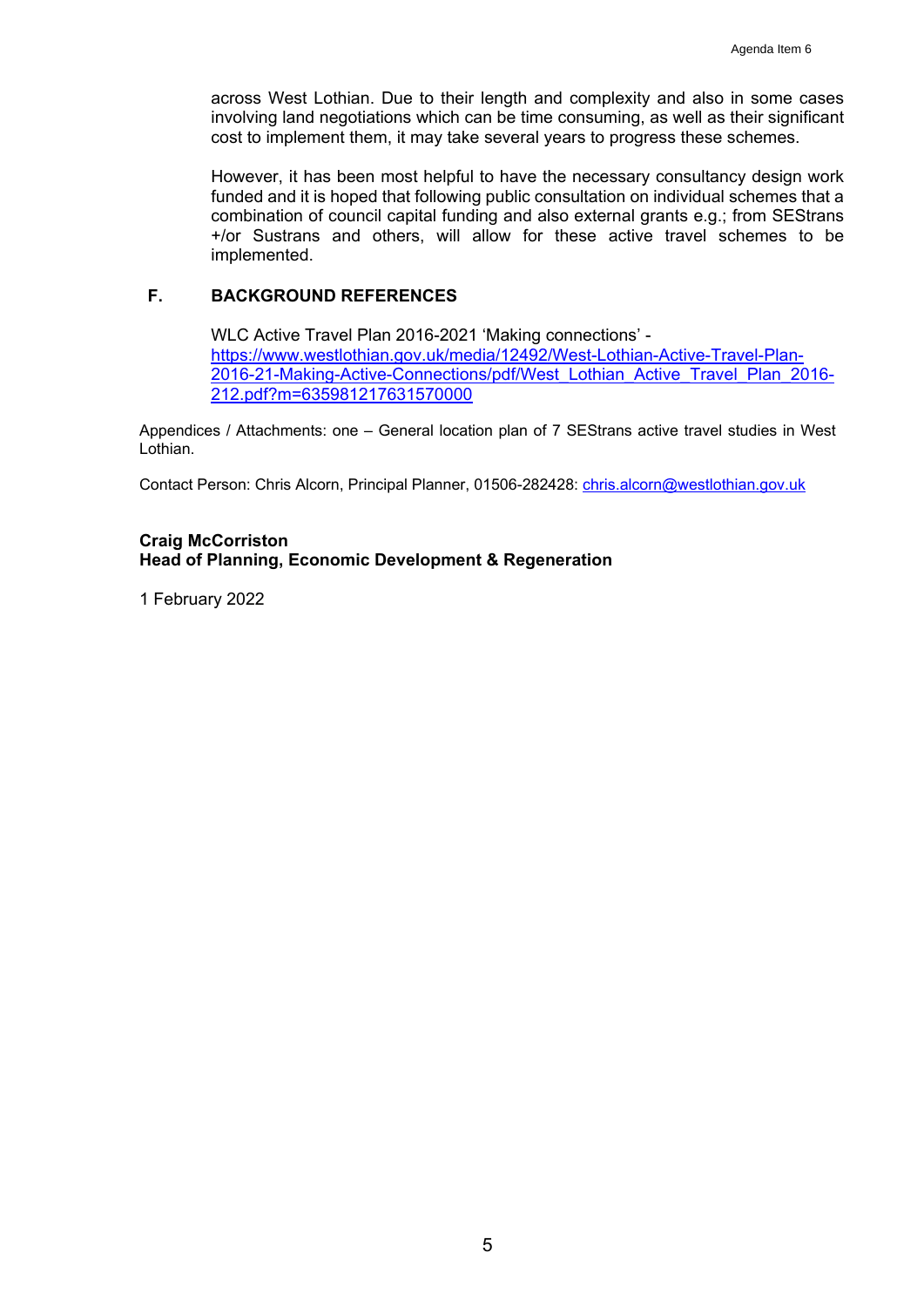across West Lothian. Due to their length and complexity and also in some cases involving land negotiations which can be time consuming, as well as their significant cost to implement them, it may take several years to progress these schemes.

However, it has been most helpful to have the necessary consultancy design work funded and it is hoped that following public consultation on individual schemes that a combination of council capital funding and also external grants e.g.; from SEStrans +/or Sustrans and others, will allow for these active travel schemes to be implemented.

## F. BACKGROUND REFERENCES

WLC Active Travel Plan 2016-2021 'Making connections' - [https://www.westlothian.gov.uk/media/12492/West-Lothian-Active-Travel-Plan-2016-21-Making-Active-Connections/pdf/West_Lothian_Active_Travel_Plan_2016-212.pdf?m=635981217631570000](https://www.westlothian.gov.uk/media/12492/West-Lothian-Active-Travel-Plan-2016-21-Making-Active-Connections/pdf/West_Lothian_Active_Travel_Plan_2016-212.pdf?m=635981217631570000)

Appendices / Attachments: one – General location plan of 7 SEStrans active travel studies in West Lothian.

Contact Person: Chris Alcorn, Principal Planner, 01506-282428: chris.alcorn@westlothian.gov.uk

**Craig McCorriston**
**Head of Planning, Economic Development & Regeneration**

1 February 2022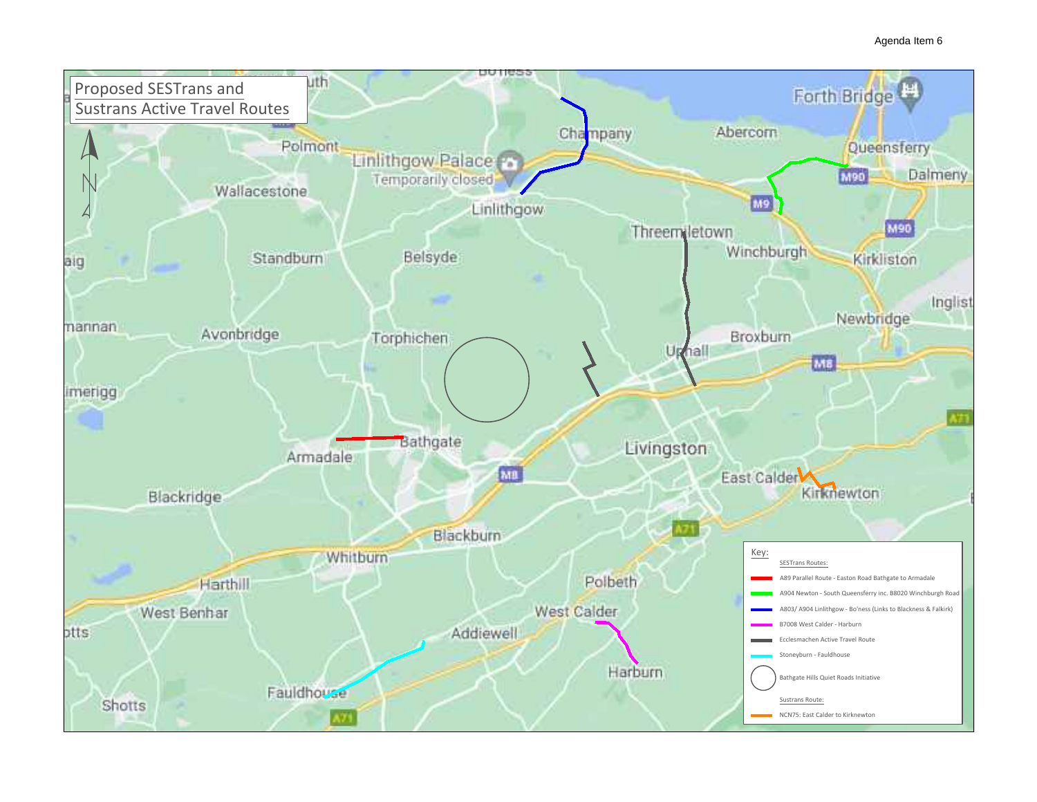Agenda Item 6

# Proposed SESTrans and Sustrans Active Travel Routes

Key:

SESTrans Routes:

- A89 Parallel Route - Easton Road Bathgate to Armadale
- A904 Newton - South Queensferry inc. B8020 Winchburgh Road
- A803/ A904 Linlithgow - Bo'ness (Links to Blackness & Falkirk)
- B7008 West Calder - Harburn
- Ecclesmachen Active Travel Route
- Stoneyburn - Fauldhouse
- Bathgate Hills Quiet Roads Initiative

Sustrans Route:

- NCN75: East Calder to Kirknewton